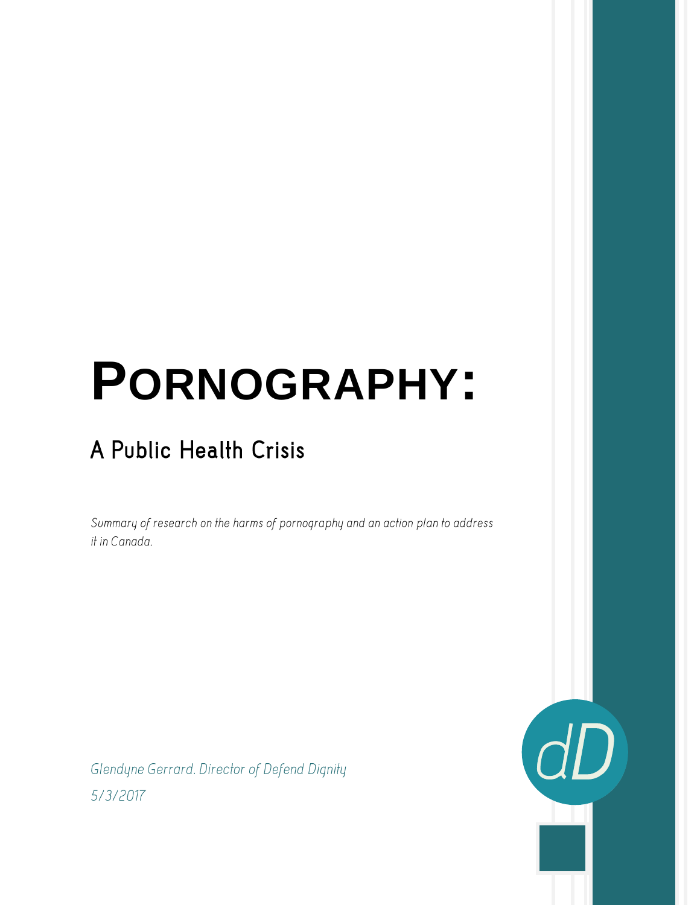# PORNOGRAPHY:

## A Public Health Crisis

*Summary of research on the harms of pornography and an action plan to address it in Canada.*

*Glendyne Gerrard. Director of Defend Dignity*

*5/3/2017*

dD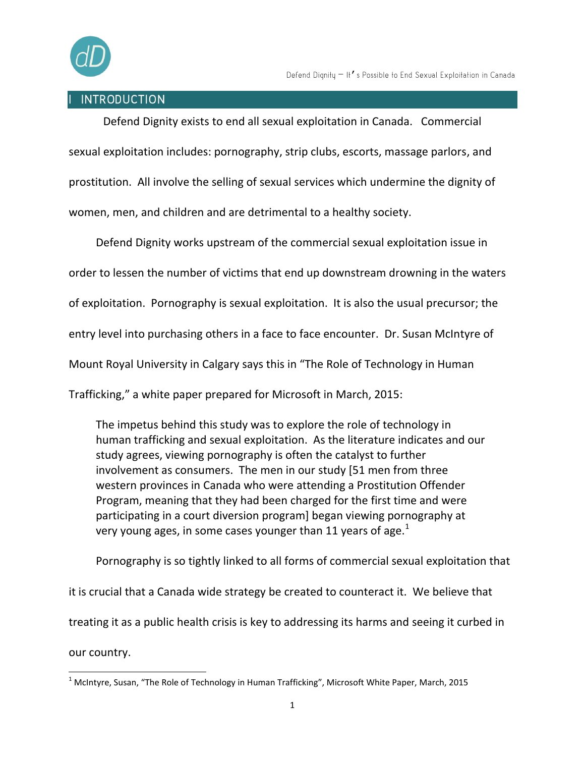## I INTRODUCTION

Defend Dignity exists to end all sexual exploitation in Canada. Commercial sexual exploitation includes: pornography, strip clubs, escorts, massage parlors, and prostitution. All involve the selling of sexual services which undermine the dignity of women, men, and children and are detrimental to a healthy society.

Defend Dignity works upstream of the commercial sexual exploitation issue in order to lessen the number of victims that end up downstream drowning in the waters of exploitation. Pornography is sexual exploitation. It is also the usual precursor; the entry level into purchasing others in a face to face encounter. Dr. Susan McIntyre of Mount Royal University in Calgary says this in "The Role of Technology in Human Trafficking," a white paper prepared for Microsoft in March, 2015:

> The impetus behind this study was to explore the role of technology in human trafficking and sexual exploitation. As the literature indicates and our study agrees, viewing pornography is often the catalyst to further involvement as consumers. The men in our study [51 men from three western provinces in Canada who were attending a Prostitution Offender Program, meaning that they had been charged for the first time and were participating in a court diversion program] began viewing pornography at very young ages, in some cases younger than 11 years of age.[1]

Pornography is so tightly linked to all forms of commercial sexual exploitation that it is crucial that a Canada wide strategy be created to counteract it. We believe that treating it as a public health crisis is key to addressing its harms and seeing it curbed in our country.

[1] McIntyre, Susan, "The Role of Technology in Human Trafficking", Microsoft White Paper, March, 2015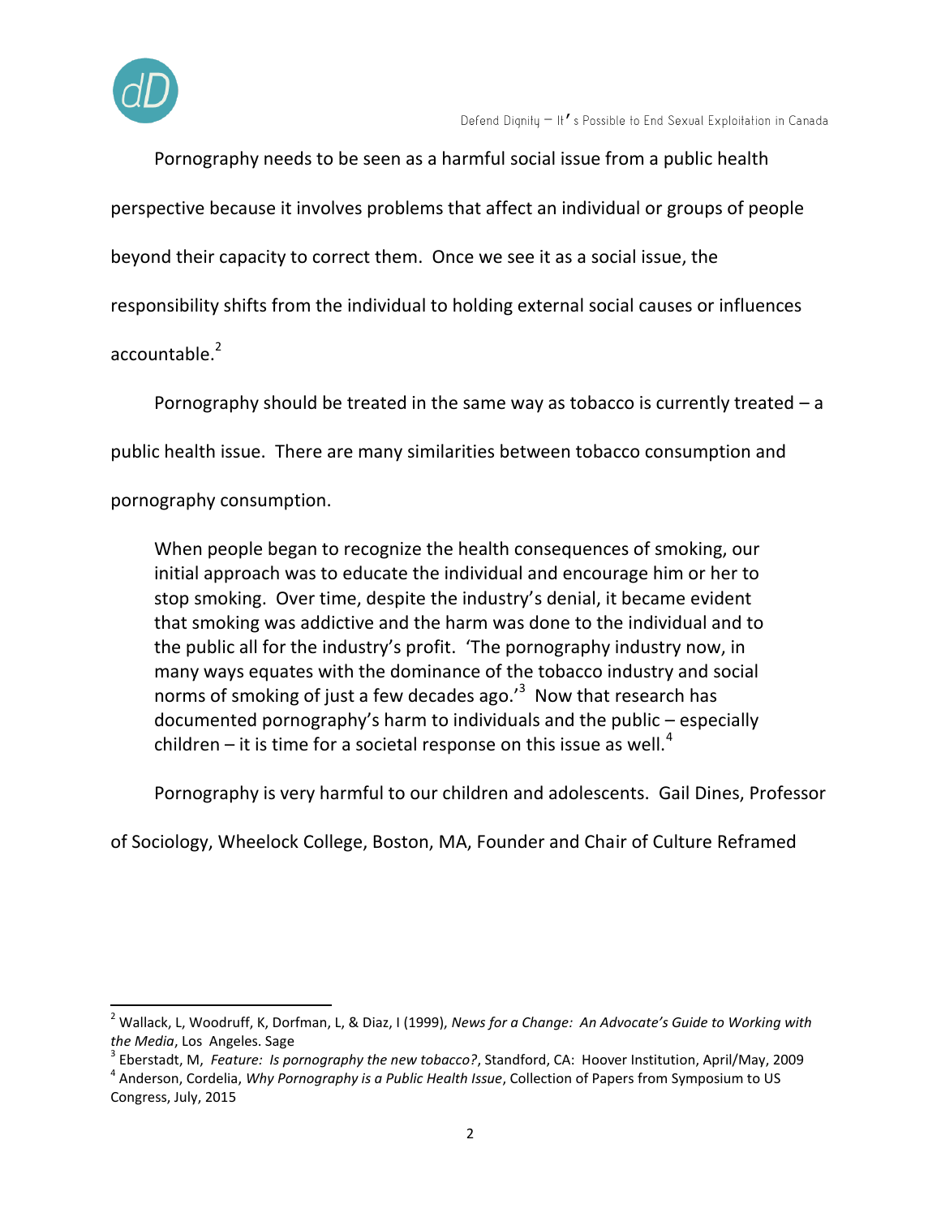Pornography needs to be seen as a harmful social issue from a public health perspective because it involves problems that affect an individual or groups of people beyond their capacity to correct them. Once we see it as a social issue, the responsibility shifts from the individual to holding external social causes or influences accountable.[2]

Pornography should be treated in the same way as tobacco is currently treated – a public health issue. There are many similarities between tobacco consumption and pornography consumption.

> When people began to recognize the health consequences of smoking, our initial approach was to educate the individual and encourage him or her to stop smoking. Over time, despite the industry's denial, it became evident that smoking was addictive and the harm was done to the individual and to the public all for the industry's profit. 'The pornography industry now, in many ways equates with the dominance of the tobacco industry and social norms of smoking of just a few decades ago.'[3] Now that research has documented pornography's harm to individuals and the public – especially children – it is time for a societal response on this issue as well.[4]

Pornography is very harmful to our children and adolescents. Gail Dines, Professor of Sociology, Wheelock College, Boston, MA, Founder and Chair of Culture Reframed

---

[2] Wallack, L, Woodruff, K, Dorfman, L, & Diaz, I (1999), *News for a Change: An Advocate's Guide to Working with the Media*, Los Angeles. Sage

[3] Eberstadt, M, *Feature: Is pornography the new tobacco?*, Standford, CA: Hoover Institution, April/May, 2009

[4] Anderson, Cordelia, *Why Pornography is a Public Health Issue*, Collection of Papers from Symposium to US Congress, July, 2015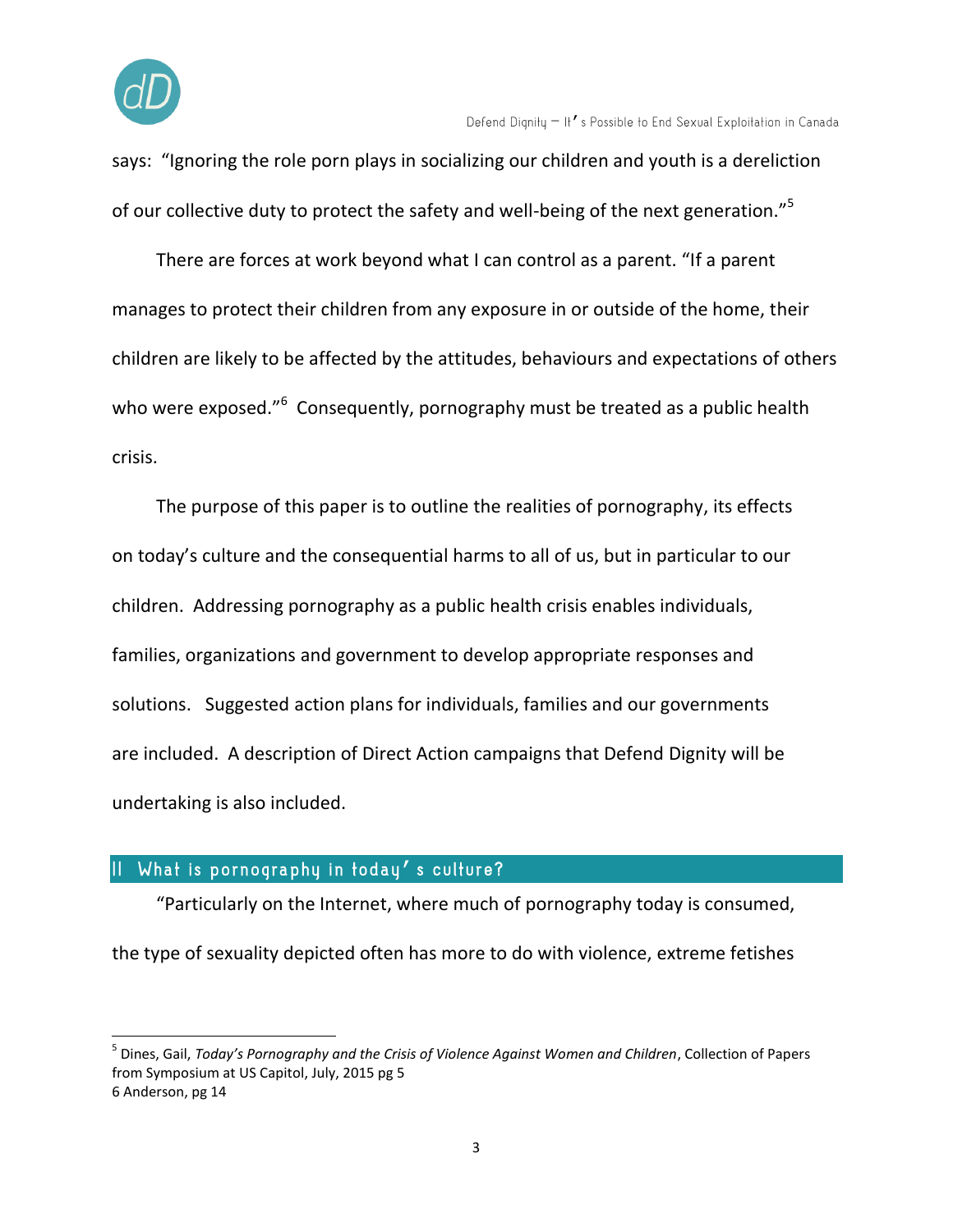says: "Ignoring the role porn plays in socializing our children and youth is a dereliction of our collective duty to protect the safety and well-being of the next generation."[5]

There are forces at work beyond what I can control as a parent. "If a parent manages to protect their children from any exposure in or outside of the home, their children are likely to be affected by the attitudes, behaviours and expectations of others who were exposed."[6] Consequently, pornography must be treated as a public health crisis.

The purpose of this paper is to outline the realities of pornography, its effects on today's culture and the consequential harms to all of us, but in particular to our children. Addressing pornography as a public health crisis enables individuals, families, organizations and government to develop appropriate responses and solutions. Suggested action plans for individuals, families and our governments are included. A description of Direct Action campaigns that Defend Dignity will be undertaking is also included.

## II What is pornography in today's culture?

"Particularly on the Internet, where much of pornography today is consumed, the type of sexuality depicted often has more to do with violence, extreme fetishes

---

[5] Dines, Gail, *Today's Pornography and the Crisis of Violence Against Women and Children*, Collection of Papers from Symposium at US Capitol, July, 2015 pg 5

6 Anderson, pg 14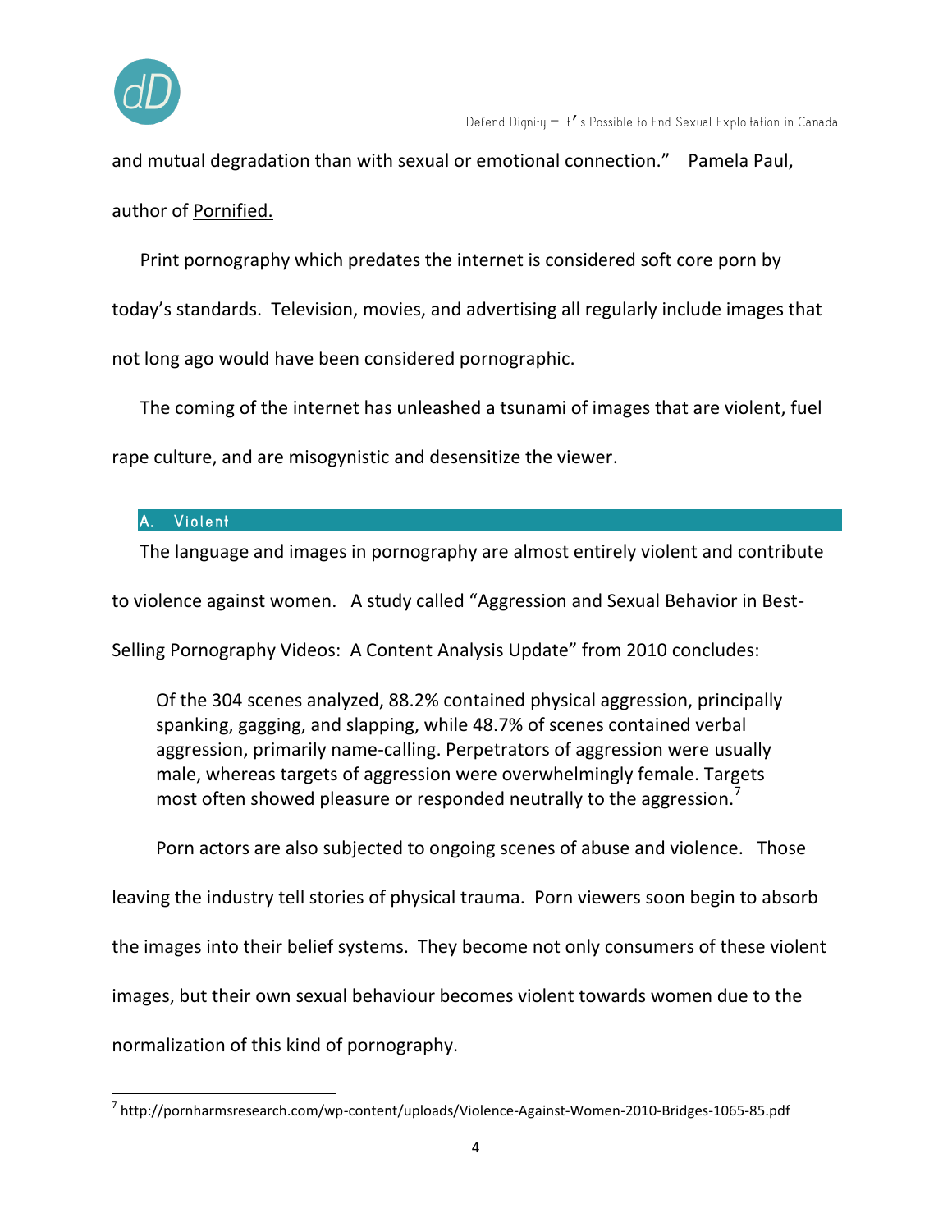and mutual degradation than with sexual or emotional connection." Pamela Paul, author of Pornified.

Print pornography which predates the internet is considered soft core porn by today's standards. Television, movies, and advertising all regularly include images that not long ago would have been considered pornographic.

The coming of the internet has unleashed a tsunami of images that are violent, fuel rape culture, and are misogynistic and desensitize the viewer.

## A. Violent

The language and images in pornography are almost entirely violent and contribute to violence against women. A study called "Aggression and Sexual Behavior in Best-Selling Pornography Videos: A Content Analysis Update" from 2010 concludes:

> Of the 304 scenes analyzed, 88.2% contained physical aggression, principally spanking, gagging, and slapping, while 48.7% of scenes contained verbal aggression, primarily name-calling. Perpetrators of aggression were usually male, whereas targets of aggression were overwhelmingly female. Targets most often showed pleasure or responded neutrally to the aggression.[7]

Porn actors are also subjected to ongoing scenes of abuse and violence. Those leaving the industry tell stories of physical trauma. Porn viewers soon begin to absorb the images into their belief systems. They become not only consumers of these violent images, but their own sexual behaviour becomes violent towards women due to the normalization of this kind of pornography.

[7] http://pornharmsresearch.com/wp-content/uploads/Violence-Against-Women-2010-Bridges-1065-85.pdf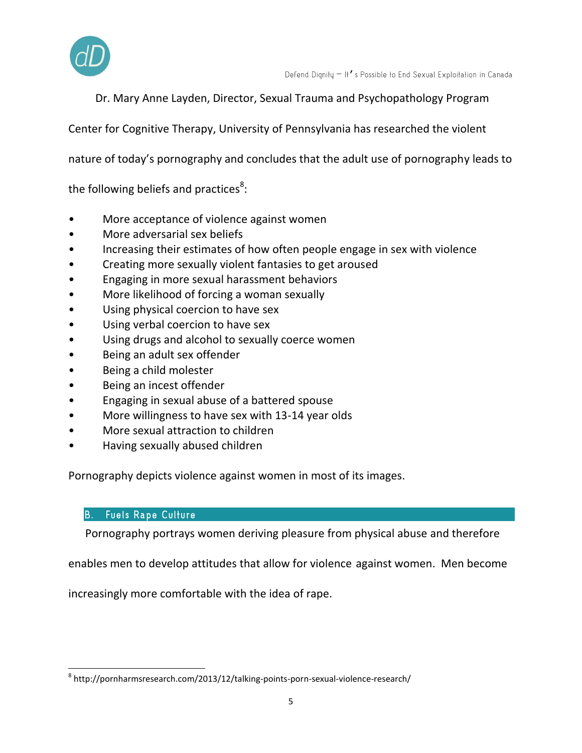Dr. Mary Anne Layden, Director, Sexual Trauma and Psychopathology Program Center for Cognitive Therapy, University of Pennsylvania has researched the violent nature of today's pornography and concludes that the adult use of pornography leads to the following beliefs and practices[8]:

- More acceptance of violence against women
- More adversarial sex beliefs
- Increasing their estimates of how often people engage in sex with violence
- Creating more sexually violent fantasies to get aroused
- Engaging in more sexual harassment behaviors
- More likelihood of forcing a woman sexually
- Using physical coercion to have sex
- Using verbal coercion to have sex
- Using drugs and alcohol to sexually coerce women
- Being an adult sex offender
- Being a child molester
- Being an incest offender
- Engaging in sexual abuse of a battered spouse
- More willingness to have sex with 13-14 year olds
- More sexual attraction to children
- Having sexually abused children

Pornography depicts violence against women in most of its images.

## B. Fuels Rape Culture

Pornography portrays women deriving pleasure from physical abuse and therefore enables men to develop attitudes that allow for violence against women. Men become increasingly more comfortable with the idea of rape.

---

[8] http://pornharmsresearch.com/2013/12/talking-points-porn-sexual-violence-research/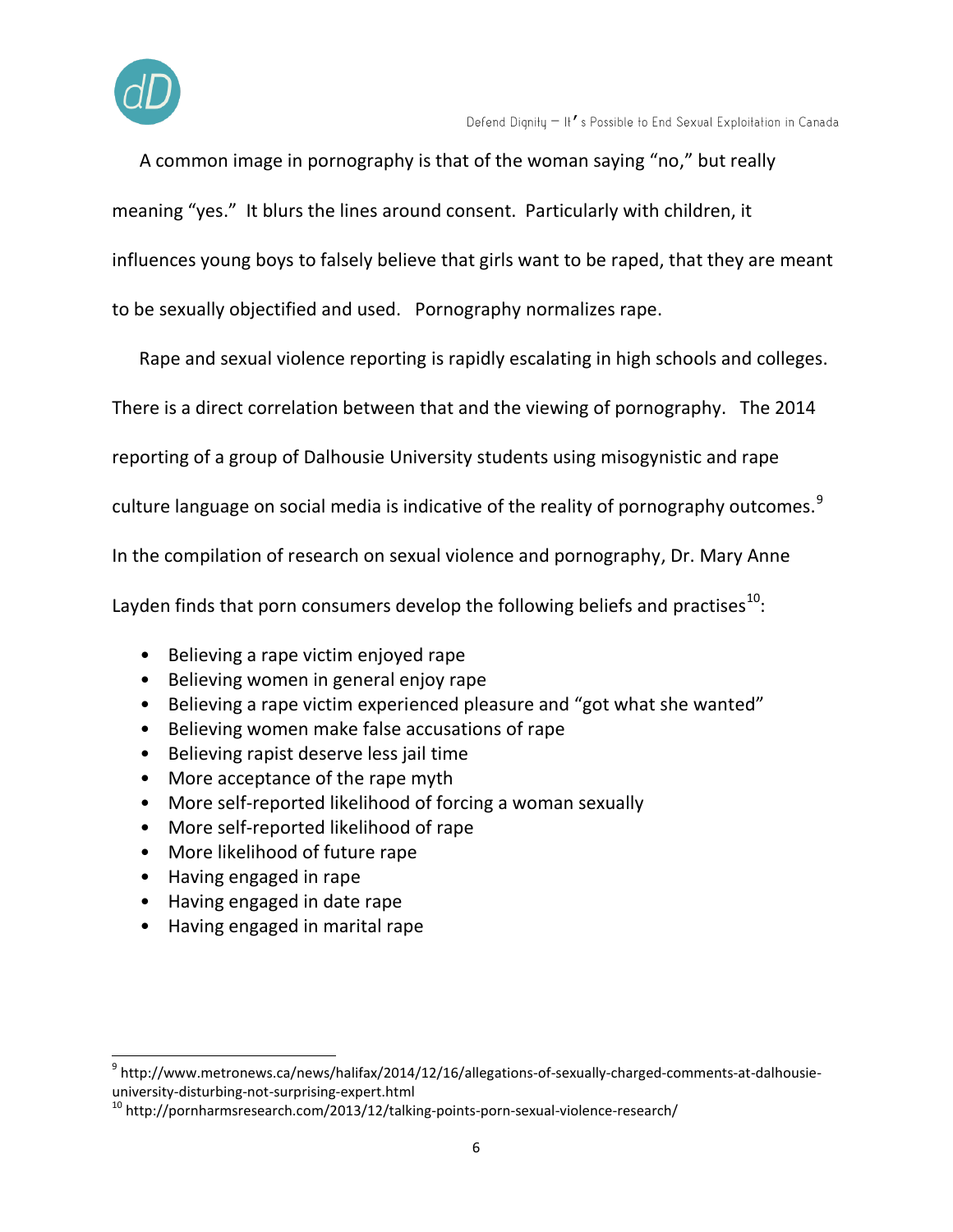A common image in pornography is that of the woman saying "no," but really meaning "yes." It blurs the lines around consent. Particularly with children, it influences young boys to falsely believe that girls want to be raped, that they are meant to be sexually objectified and used. Pornography normalizes rape.

Rape and sexual violence reporting is rapidly escalating in high schools and colleges. There is a direct correlation between that and the viewing of pornography. The 2014 reporting of a group of Dalhousie University students using misogynistic and rape culture language on social media is indicative of the reality of pornography outcomes.[9] In the compilation of research on sexual violence and pornography, Dr. Mary Anne Layden finds that porn consumers develop the following beliefs and practises[10]:

- Believing a rape victim enjoyed rape
- Believing women in general enjoy rape
- Believing a rape victim experienced pleasure and "got what she wanted"
- Believing women make false accusations of rape
- Believing rapist deserve less jail time
- More acceptance of the rape myth
- More self-reported likelihood of forcing a woman sexually
- More self-reported likelihood of rape
- More likelihood of future rape
- Having engaged in rape
- Having engaged in date rape
- Having engaged in marital rape

[9] http://www.metronews.ca/news/halifax/2014/12/16/allegations-of-sexually-charged-comments-at-dalhousie-university-disturbing-not-surprising-expert.html

[10] http://pornharmsresearch.com/2013/12/talking-points-porn-sexual-violence-research/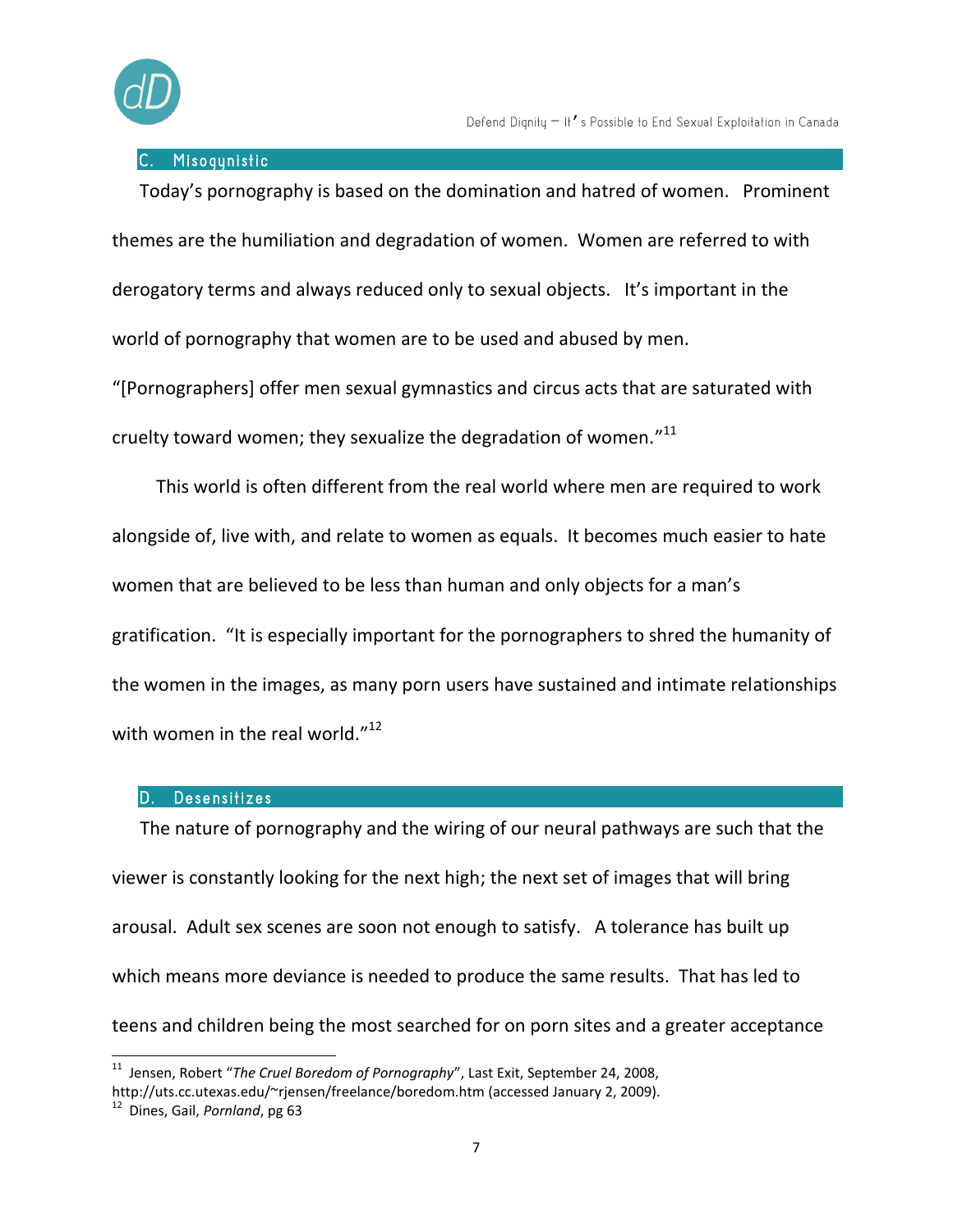### C. Misogynistic

Today's pornography is based on the domination and hatred of women. Prominent themes are the humiliation and degradation of women. Women are referred to with derogatory terms and always reduced only to sexual objects. It's important in the world of pornography that women are to be used and abused by men. "[Pornographers] offer men sexual gymnastics and circus acts that are saturated with cruelty toward women; they sexualize the degradation of women."[11]

This world is often different from the real world where men are required to work alongside of, live with, and relate to women as equals. It becomes much easier to hate women that are believed to be less than human and only objects for a man's gratification. "It is especially important for the pornographers to shred the humanity of the women in the images, as many porn users have sustained and intimate relationships with women in the real world."[12]

### D. Desensitizes

The nature of pornography and the wiring of our neural pathways are such that the viewer is constantly looking for the next high; the next set of images that will bring arousal. Adult sex scenes are soon not enough to satisfy. A tolerance has built up which means more deviance is needed to produce the same results. That has led to teens and children being the most searched for on porn sites and a greater acceptance

---

[11] Jensen, Robert "*The Cruel Boredom of Pornography*", Last Exit, September 24, 2008, http://uts.cc.utexas.edu/~rjensen/freelance/boredom.htm (accessed January 2, 2009).

[12] Dines, Gail, *Pornland*, pg 63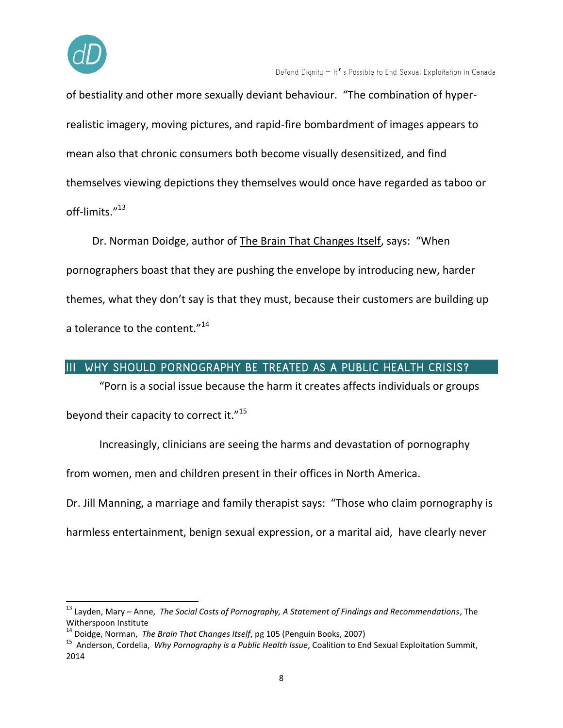of bestiality and other more sexually deviant behaviour. "The combination of hyper-realistic imagery, moving pictures, and rapid-fire bombardment of images appears to mean also that chronic consumers both become visually desensitized, and find themselves viewing depictions they themselves would once have regarded as taboo or off-limits."[13]

Dr. Norman Doidge, author of The Brain That Changes Itself, says: "When pornographers boast that they are pushing the envelope by introducing new, harder themes, what they don't say is that they must, because their customers are building up a tolerance to the content."[14]

## III WHY SHOULD PORNOGRAPHY BE TREATED AS A PUBLIC HEALTH CRISIS?

"Porn is a social issue because the harm it creates affects individuals or groups beyond their capacity to correct it."[15]

Increasingly, clinicians are seeing the harms and devastation of pornography from women, men and children present in their offices in North America.

Dr. Jill Manning, a marriage and family therapist says: "Those who claim pornography is harmless entertainment, benign sexual expression, or a marital aid, have clearly never

---

[13] Layden, Mary – Anne, *The Social Costs of Pornography, A Statement of Findings and Recommendations*, The Witherspoon Institute

[14] Doidge, Norman, *The Brain That Changes Itself*, pg 105 (Penguin Books, 2007)

[15] Anderson, Cordelia, *Why Pornography is a Public Health Issue*, Coalition to End Sexual Exploitation Summit, 2014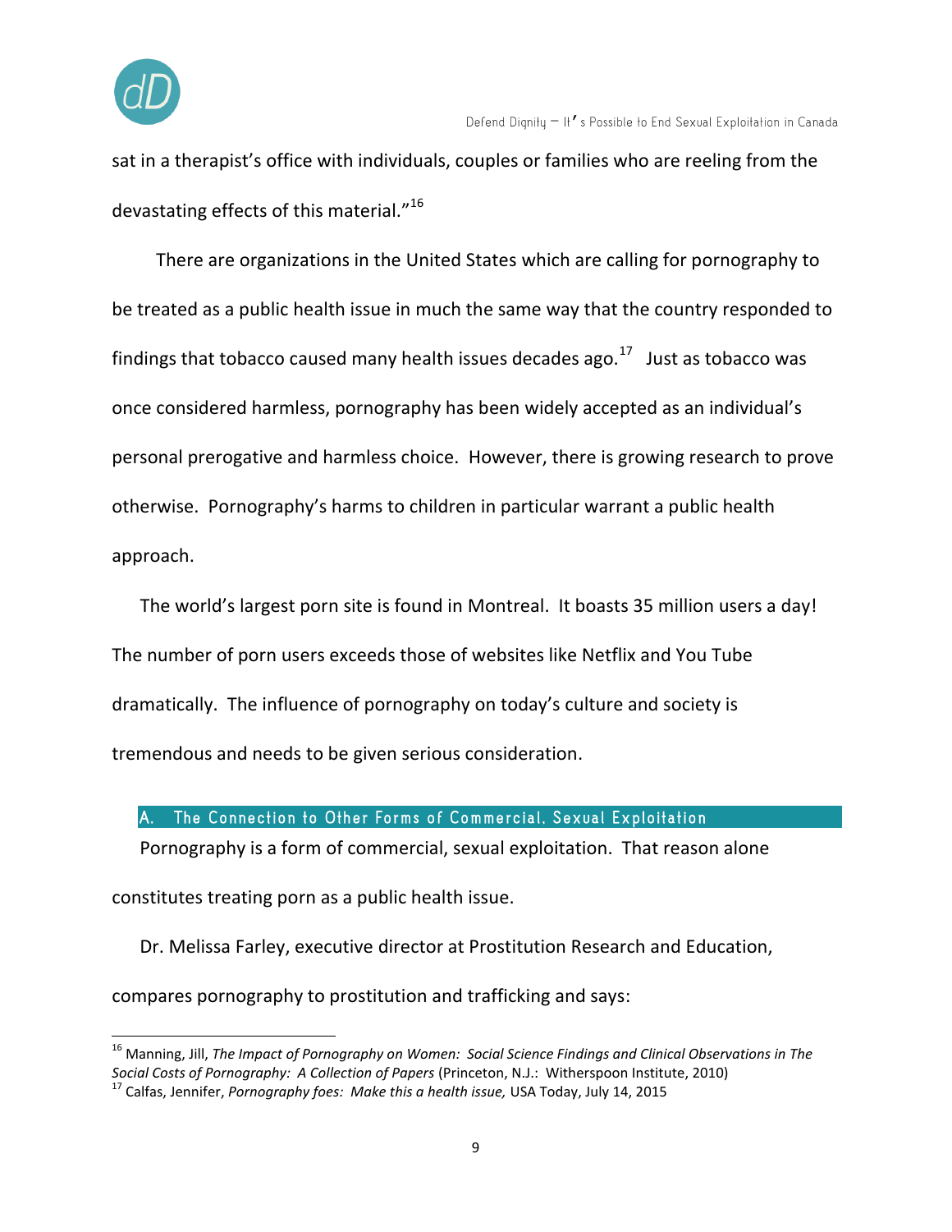sat in a therapist's office with individuals, couples or families who are reeling from the devastating effects of this material."[16]

There are organizations in the United States which are calling for pornography to be treated as a public health issue in much the same way that the country responded to findings that tobacco caused many health issues decades ago.[17] Just as tobacco was once considered harmless, pornography has been widely accepted as an individual's personal prerogative and harmless choice. However, there is growing research to prove otherwise. Pornography's harms to children in particular warrant a public health approach.

The world's largest porn site is found in Montreal. It boasts 35 million users a day! The number of porn users exceeds those of websites like Netflix and You Tube dramatically. The influence of pornography on today's culture and society is tremendous and needs to be given serious consideration.

### A. The Connection to Other Forms of Commercial, Sexual Exploitation

Pornography is a form of commercial, sexual exploitation. That reason alone constitutes treating porn as a public health issue.

Dr. Melissa Farley, executive director at Prostitution Research and Education, compares pornography to prostitution and trafficking and says:

---

[16] Manning, Jill, *The Impact of Pornography on Women: Social Science Findings and Clinical Observations in The Social Costs of Pornography: A Collection of Papers* (Princeton, N.J.: Witherspoon Institute, 2010)

[17] Calfas, Jennifer, *Pornography foes: Make this a health issue,* USA Today, July 14, 2015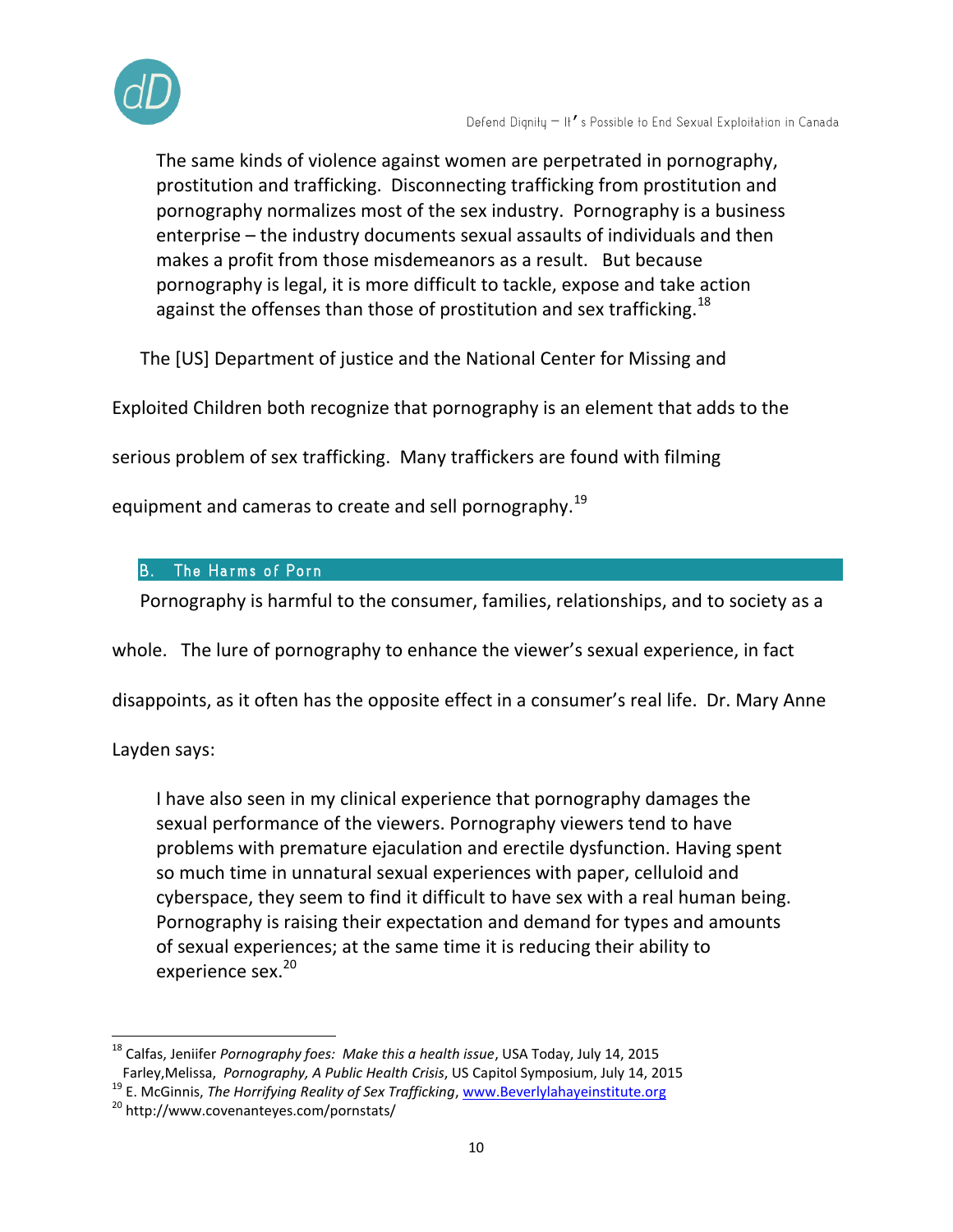> The same kinds of violence against women are perpetrated in pornography, prostitution and trafficking. Disconnecting trafficking from prostitution and pornography normalizes most of the sex industry. Pornography is a business enterprise – the industry documents sexual assaults of individuals and then makes a profit from those misdemeanors as a result. But because pornography is legal, it is more difficult to tackle, expose and take action against the offenses than those of prostitution and sex trafficking.[18]

The [US] Department of justice and the National Center for Missing and Exploited Children both recognize that pornography is an element that adds to the serious problem of sex trafficking. Many traffickers are found with filming equipment and cameras to create and sell pornography.[19]

## B. The Harms of Porn

Pornography is harmful to the consumer, families, relationships, and to society as a whole. The lure of pornography to enhance the viewer's sexual experience, in fact disappoints, as it often has the opposite effect in a consumer's real life. Dr. Mary Anne Layden says:

> I have also seen in my clinical experience that pornography damages the sexual performance of the viewers. Pornography viewers tend to have problems with premature ejaculation and erectile dysfunction. Having spent so much time in unnatural sexual experiences with paper, celluloid and cyberspace, they seem to find it difficult to have sex with a real human being. Pornography is raising their expectation and demand for types and amounts of sexual experiences; at the same time it is reducing their ability to experience sex.[20]

---

[18] Calfas, Jeniifer *Pornography foes: Make this a health issue*, USA Today, July 14, 2015
Farley,Melissa, *Pornography, A Public Health Crisis*, US Capitol Symposium, July 14, 2015

[19] E. McGinnis, *The Horrifying Reality of Sex Trafficking*, www.Beverlylahayeinstitute.org

[20] http://www.covenanteyes.com/pornstats/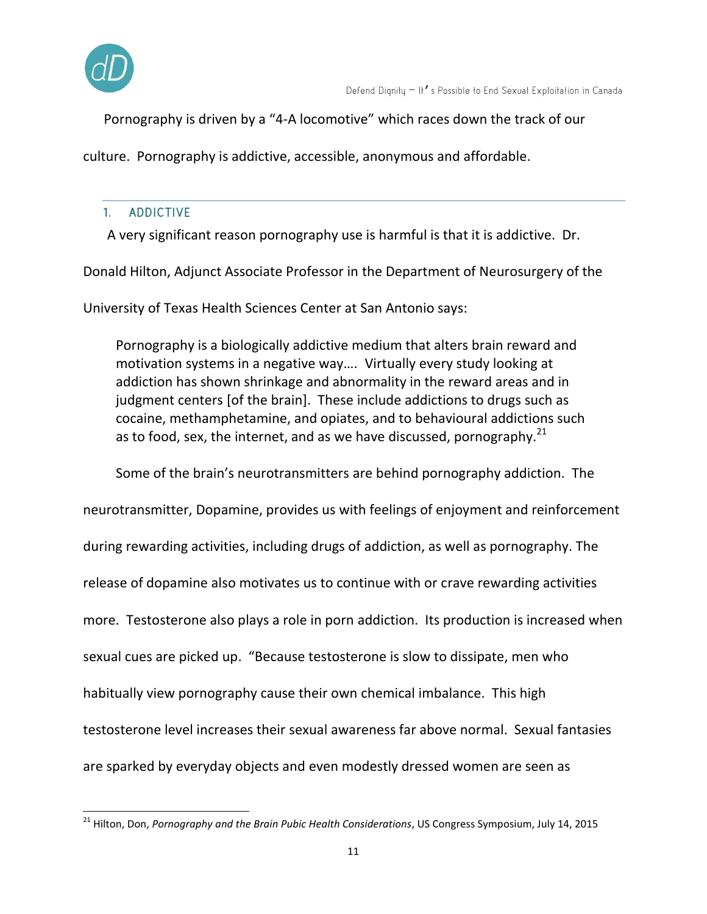Pornography is driven by a "4-A locomotive" which races down the track of our culture. Pornography is addictive, accessible, anonymous and affordable.

## 1. ADDICTIVE

A very significant reason pornography use is harmful is that it is addictive. Dr. Donald Hilton, Adjunct Associate Professor in the Department of Neurosurgery of the University of Texas Health Sciences Center at San Antonio says:

> Pornography is a biologically addictive medium that alters brain reward and motivation systems in a negative way…. Virtually every study looking at addiction has shown shrinkage and abnormality in the reward areas and in judgment centers [of the brain]. These include addictions to drugs such as cocaine, methamphetamine, and opiates, and to behavioural addictions such as to food, sex, the internet, and as we have discussed, pornography.[21]

Some of the brain's neurotransmitters are behind pornography addiction. The neurotransmitter, Dopamine, provides us with feelings of enjoyment and reinforcement during rewarding activities, including drugs of addiction, as well as pornography. The release of dopamine also motivates us to continue with or crave rewarding activities more. Testosterone also plays a role in porn addiction. Its production is increased when sexual cues are picked up. "Because testosterone is slow to dissipate, men who habitually view pornography cause their own chemical imbalance. This high testosterone level increases their sexual awareness far above normal. Sexual fantasies are sparked by everyday objects and even modestly dressed women are seen as

---

[21] Hilton, Don, *Pornography and the Brain Pubic Health Considerations*, US Congress Symposium, July 14, 2015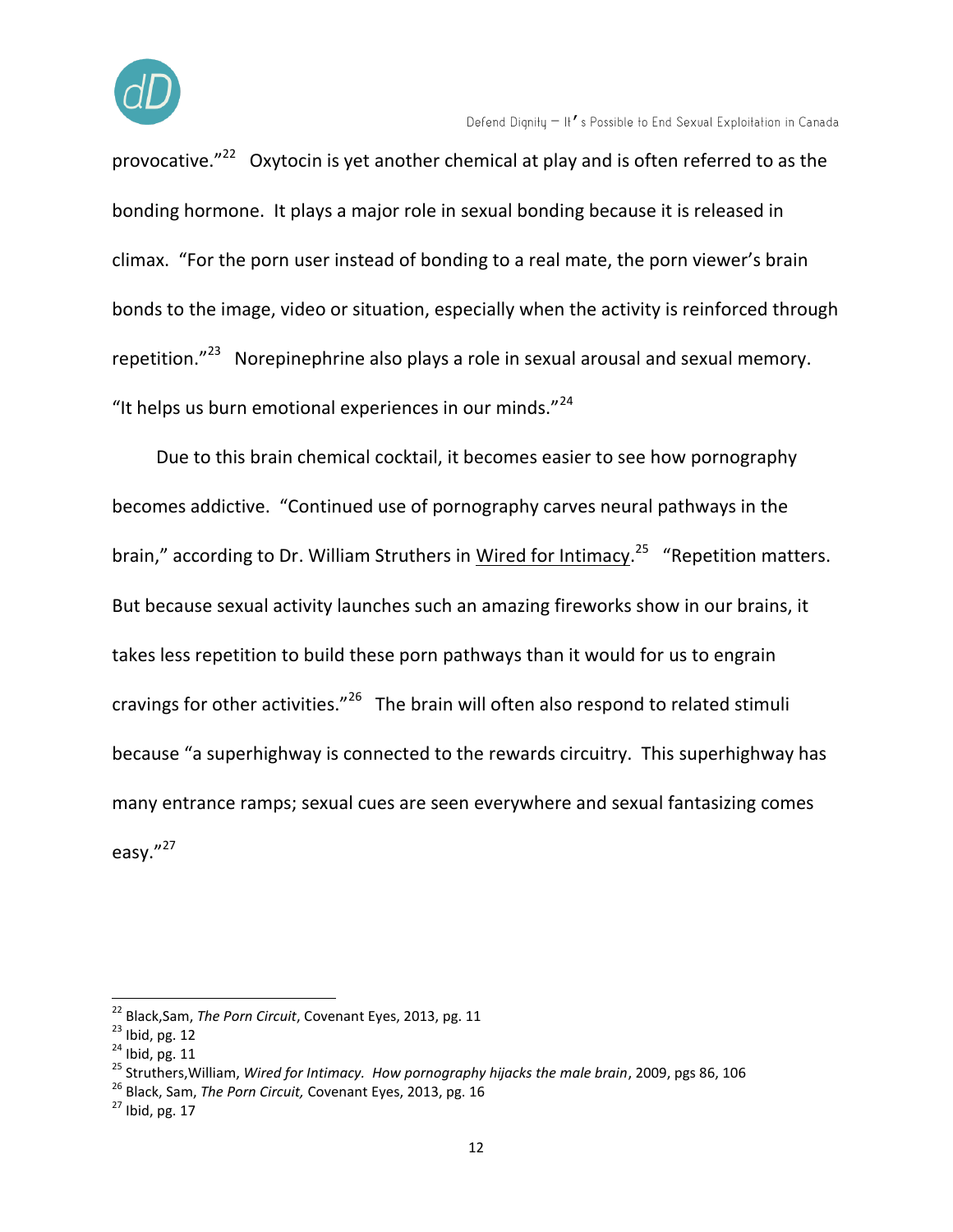provocative."[22] Oxytocin is yet another chemical at play and is often referred to as the bonding hormone. It plays a major role in sexual bonding because it is released in climax. "For the porn user instead of bonding to a real mate, the porn viewer's brain bonds to the image, video or situation, especially when the activity is reinforced through repetition."[23] Norepinephrine also plays a role in sexual arousal and sexual memory. "It helps us burn emotional experiences in our minds."[24]

Due to this brain chemical cocktail, it becomes easier to see how pornography becomes addictive. "Continued use of pornography carves neural pathways in the brain," according to Dr. William Struthers in Wired for Intimacy.[25] "Repetition matters. But because sexual activity launches such an amazing fireworks show in our brains, it takes less repetition to build these porn pathways than it would for us to engrain cravings for other activities."[26] The brain will often also respond to related stimuli because "a superhighway is connected to the rewards circuitry. This superhighway has many entrance ramps; sexual cues are seen everywhere and sexual fantasizing comes easy."[27]

---

[22] Black,Sam, *The Porn Circuit*, Covenant Eyes, 2013, pg. 11
[23] Ibid, pg. 12
[24] Ibid, pg. 11
[25] Struthers,William, *Wired for Intimacy. How pornography hijacks the male brain*, 2009, pgs 86, 106
[26] Black, Sam, *The Porn Circuit,* Covenant Eyes, 2013, pg. 16
[27] Ibid, pg. 17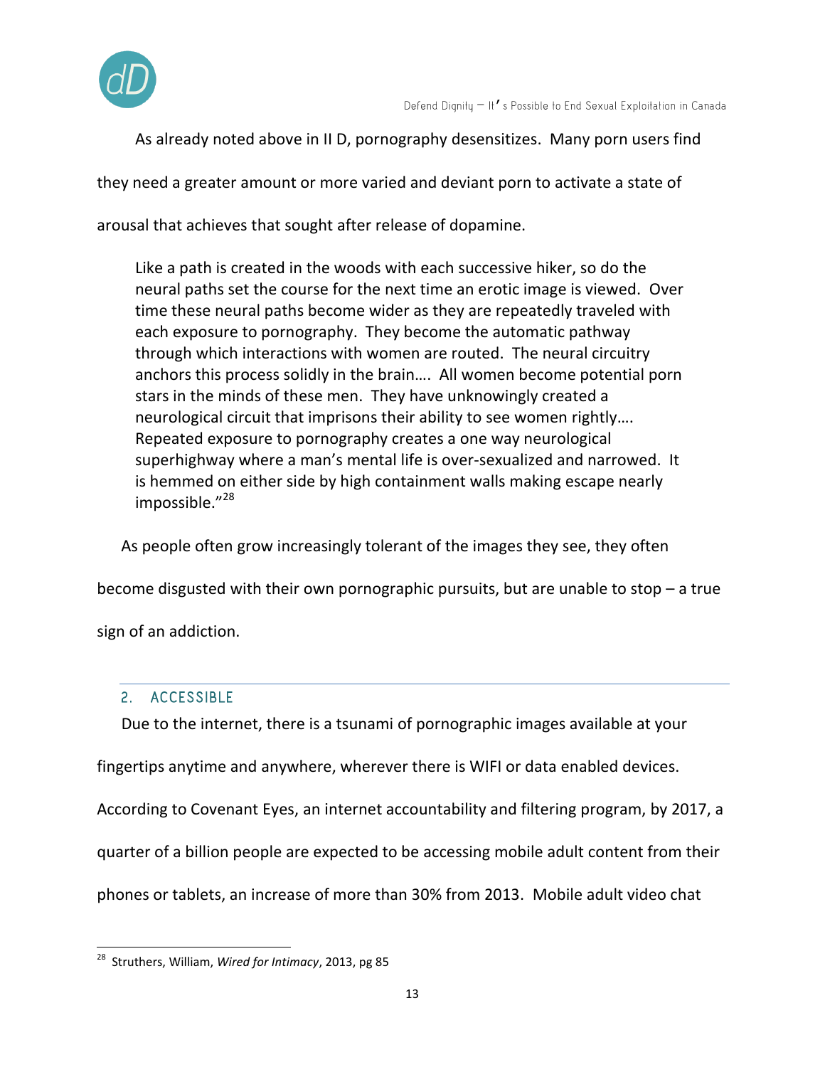As already noted above in II D, pornography desensitizes. Many porn users find they need a greater amount or more varied and deviant porn to activate a state of arousal that achieves that sought after release of dopamine.

> Like a path is created in the woods with each successive hiker, so do the neural paths set the course for the next time an erotic image is viewed. Over time these neural paths become wider as they are repeatedly traveled with each exposure to pornography. They become the automatic pathway through which interactions with women are routed. The neural circuitry anchors this process solidly in the brain…. All women become potential porn stars in the minds of these men. They have unknowingly created a neurological circuit that imprisons their ability to see women rightly…. Repeated exposure to pornography creates a one way neurological superhighway where a man's mental life is over-sexualized and narrowed. It is hemmed on either side by high containment walls making escape nearly impossible."[28]

As people often grow increasingly tolerant of the images they see, they often become disgusted with their own pornographic pursuits, but are unable to stop – a true sign of an addiction.

### 2. ACCESSIBLE

Due to the internet, there is a tsunami of pornographic images available at your fingertips anytime and anywhere, wherever there is WIFI or data enabled devices. According to Covenant Eyes, an internet accountability and filtering program, by 2017, a quarter of a billion people are expected to be accessing mobile adult content from their phones or tablets, an increase of more than 30% from 2013. Mobile adult video chat

---

[28] Struthers, William, *Wired for Intimacy*, 2013, pg 85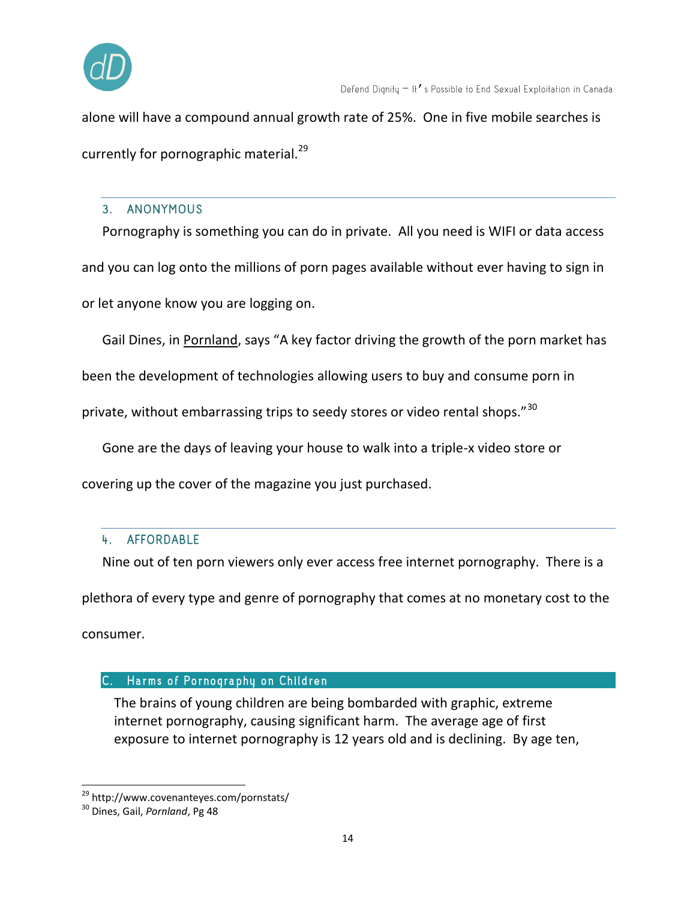alone will have a compound annual growth rate of 25%. One in five mobile searches is currently for pornographic material.[29]

### 3. ANONYMOUS

Pornography is something you can do in private. All you need is WIFI or data access and you can log onto the millions of porn pages available without ever having to sign in or let anyone know you are logging on.

Gail Dines, in Pornland, says “A key factor driving the growth of the porn market has been the development of technologies allowing users to buy and consume porn in private, without embarrassing trips to seedy stores or video rental shops.”[30]

Gone are the days of leaving your house to walk into a triple-x video store or covering up the cover of the magazine you just purchased.

### 4. AFFORDABLE

Nine out of ten porn viewers only ever access free internet pornography. There is a plethora of every type and genre of pornography that comes at no monetary cost to the consumer.

## C. Harms of Pornography on Children

The brains of young children are being bombarded with graphic, extreme internet pornography, causing significant harm. The average age of first exposure to internet pornography is 12 years old and is declining. By age ten,

---

[29] http://www.covenanteyes.com/pornstats/

[30] Dines, Gail, *Pornland*, Pg 48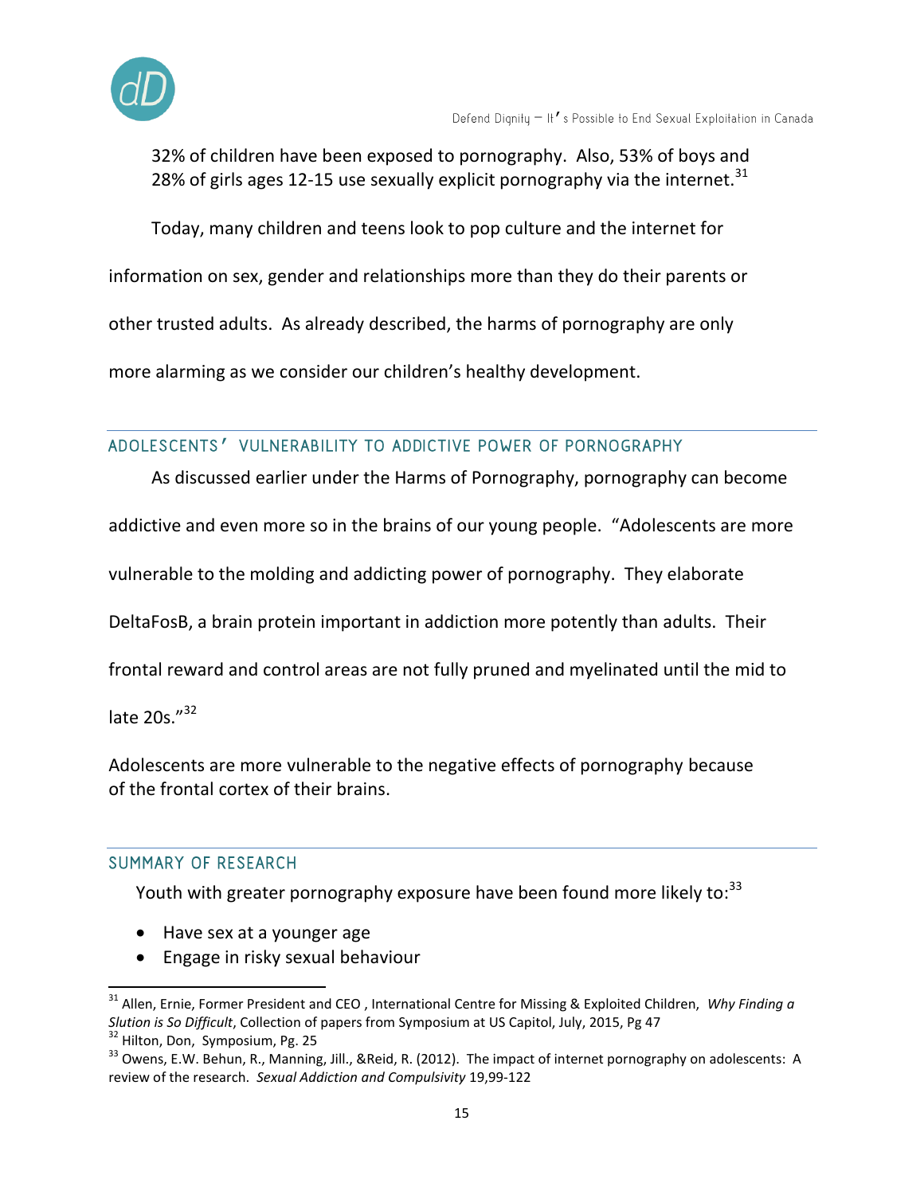32% of children have been exposed to pornography. Also, 53% of boys and 28% of girls ages 12-15 use sexually explicit pornography via the internet.[31]

Today, many children and teens look to pop culture and the internet for information on sex, gender and relationships more than they do their parents or other trusted adults. As already described, the harms of pornography are only more alarming as we consider our children's healthy development.

## ADOLESCENTS' VULNERABILITY TO ADDICTIVE POWER OF PORNOGRAPHY

As discussed earlier under the Harms of Pornography, pornography can become addictive and even more so in the brains of our young people. "Adolescents are more vulnerable to the molding and addicting power of pornography. They elaborate DeltaFosB, a brain protein important in addiction more potently than adults. Their frontal reward and control areas are not fully pruned and myelinated until the mid to late 20s."[32]

Adolescents are more vulnerable to the negative effects of pornography because of the frontal cortex of their brains.

## SUMMARY OF RESEARCH

Youth with greater pornography exposure have been found more likely to:[33]

- Have sex at a younger age
- Engage in risky sexual behaviour

---

[31] Allen, Ernie, Former President and CEO , International Centre for Missing & Exploited Children, *Why Finding a Slution is So Difficult*, Collection of papers from Symposium at US Capitol, July, 2015, Pg 47

[32] Hilton, Don, Symposium, Pg. 25

[33] Owens, E.W. Behun, R., Manning, Jill., &Reid, R. (2012). The impact of internet pornography on adolescents: A review of the research. *Sexual Addiction and Compulsivity* 19,99-122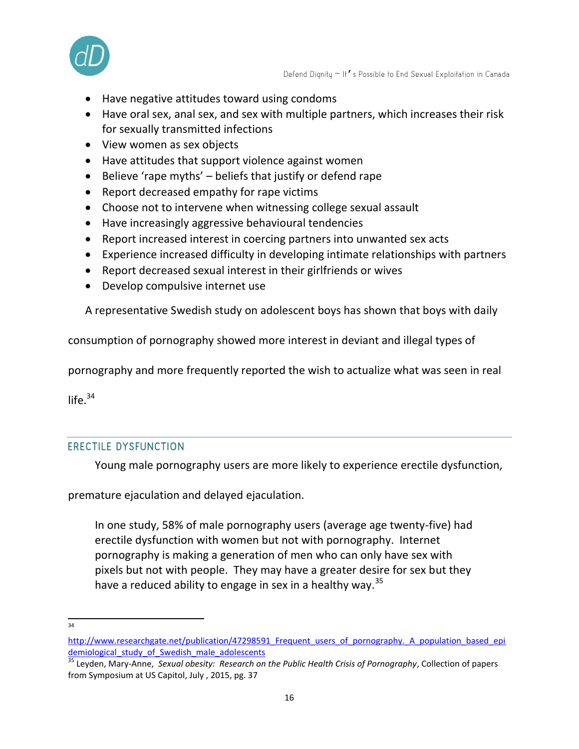- Have negative attitudes toward using condoms
- Have oral sex, anal sex, and sex with multiple partners, which increases their risk for sexually transmitted infections
- View women as sex objects
- Have attitudes that support violence against women
- Believe 'rape myths' – beliefs that justify or defend rape
- Report decreased empathy for rape victims
- Choose not to intervene when witnessing college sexual assault
- Have increasingly aggressive behavioural tendencies
- Report increased interest in coercing partners into unwanted sex acts
- Experience increased difficulty in developing intimate relationships with partners
- Report decreased sexual interest in their girlfriends or wives
- Develop compulsive internet use

A representative Swedish study on adolescent boys has shown that boys with daily consumption of pornography showed more interest in deviant and illegal types of pornography and more frequently reported the wish to actualize what was seen in real life.[34]

## ERECTILE DYSFUNCTION

Young male pornography users are more likely to experience erectile dysfunction, premature ejaculation and delayed ejaculation.

> In one study, 58% of male pornography users (average age twenty-five) had erectile dysfunction with women but not with pornography. Internet pornography is making a generation of men who can only have sex with pixels but not with people. They may have a greater desire for sex but they have a reduced ability to engage in sex in a healthy way.[35]

---

[34] http://www.researchgate.net/publication/47298591_Frequent_users_of_pornography._A_population_based_epidemiological_study_of_Swedish_male_adolescents

[35] Leyden, Mary-Anne, *Sexual obesity: Research on the Public Health Crisis of Pornography*, Collection of papers from Symposium at US Capitol, July , 2015, pg. 37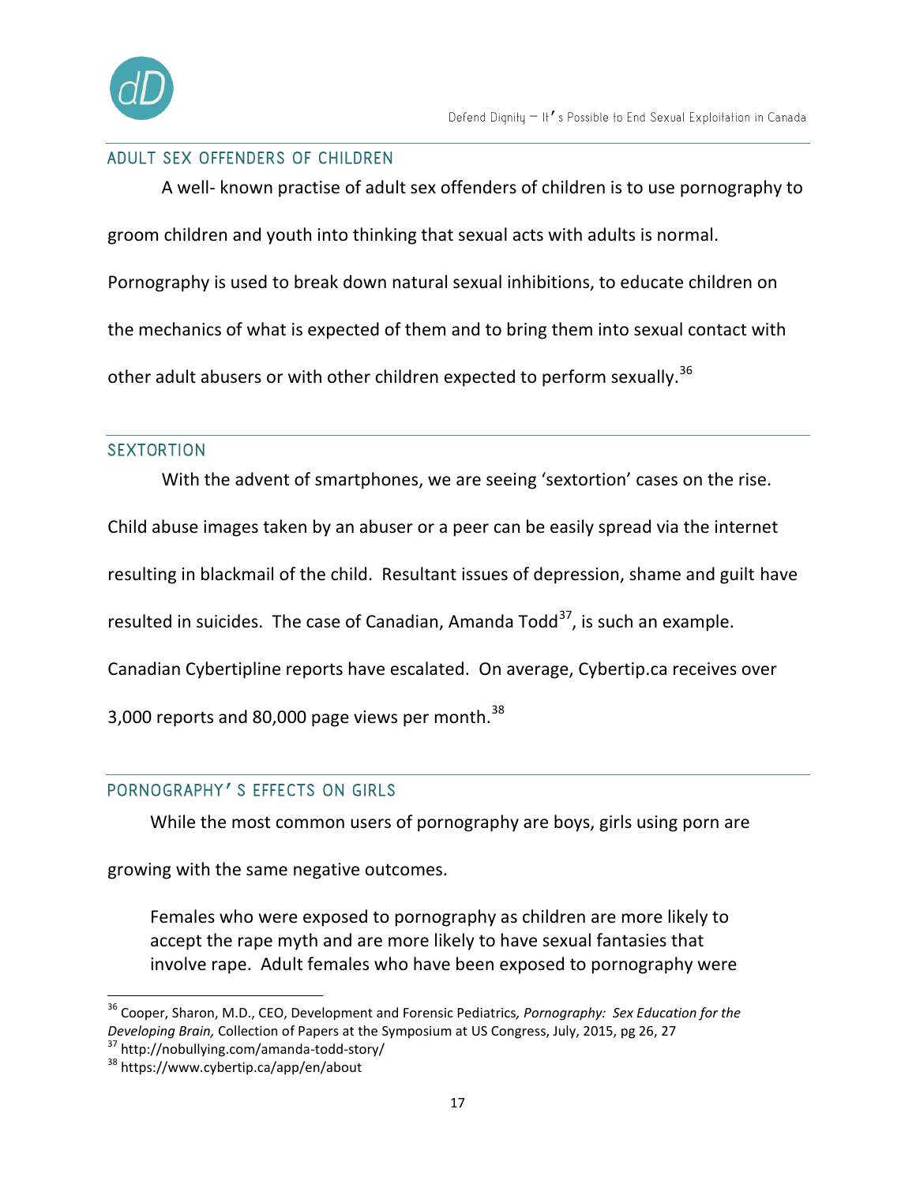## ADULT SEX OFFENDERS OF CHILDREN

A well- known practise of adult sex offenders of children is to use pornography to groom children and youth into thinking that sexual acts with adults is normal. Pornography is used to break down natural sexual inhibitions, to educate children on the mechanics of what is expected of them and to bring them into sexual contact with other adult abusers or with other children expected to perform sexually.[36]

## SEXTORTION

With the advent of smartphones, we are seeing 'sextortion' cases on the rise. Child abuse images taken by an abuser or a peer can be easily spread via the internet resulting in blackmail of the child. Resultant issues of depression, shame and guilt have resulted in suicides. The case of Canadian, Amanda Todd[37], is such an example. Canadian Cybertipline reports have escalated. On average, Cybertip.ca receives over 3,000 reports and 80,000 page views per month.[38]

## PORNOGRAPHY'S EFFECTS ON GIRLS

While the most common users of pornography are boys, girls using porn are growing with the same negative outcomes.

> Females who were exposed to pornography as children are more likely to accept the rape myth and are more likely to have sexual fantasies that involve rape. Adult females who have been exposed to pornography were

---

[36] Cooper, Sharon, M.D., CEO, Development and Forensic Pediatrics, *Pornography: Sex Education for the Developing Brain,* Collection of Papers at the Symposium at US Congress, July, 2015, pg 26, 27

[37] http://nobullying.com/amanda-todd-story/

[38] https://www.cybertip.ca/app/en/about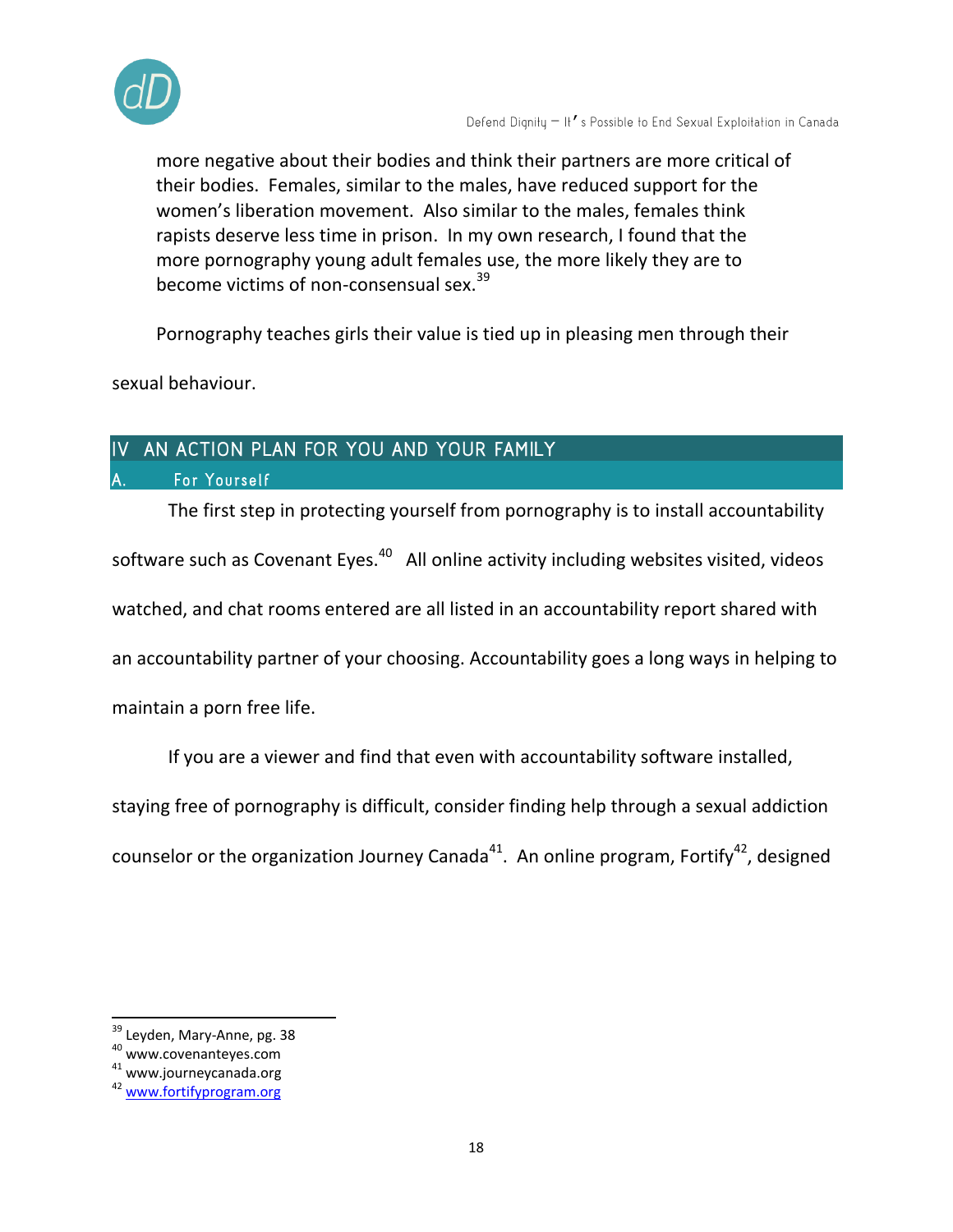more negative about their bodies and think their partners are more critical of their bodies. Females, similar to the males, have reduced support for the women's liberation movement. Also similar to the males, females think rapists deserve less time in prison. In my own research, I found that the more pornography young adult females use, the more likely they are to become victims of non-consensual sex.[39]

Pornography teaches girls their value is tied up in pleasing men through their sexual behaviour.

## IV AN ACTION PLAN FOR YOU AND YOUR FAMILY

### A. For Yourself

The first step in protecting yourself from pornography is to install accountability software such as Covenant Eyes.[40] All online activity including websites visited, videos watched, and chat rooms entered are all listed in an accountability report shared with an accountability partner of your choosing. Accountability goes a long ways in helping to maintain a porn free life.

If you are a viewer and find that even with accountability software installed, staying free of pornography is difficult, consider finding help through a sexual addiction counselor or the organization Journey Canada[41]. An online program, Fortify[42], designed

---

[39] Leyden, Mary-Anne, pg. 38
[40] www.covenanteyes.com
[41] www.journeycanada.org
[42] www.fortifyprogram.org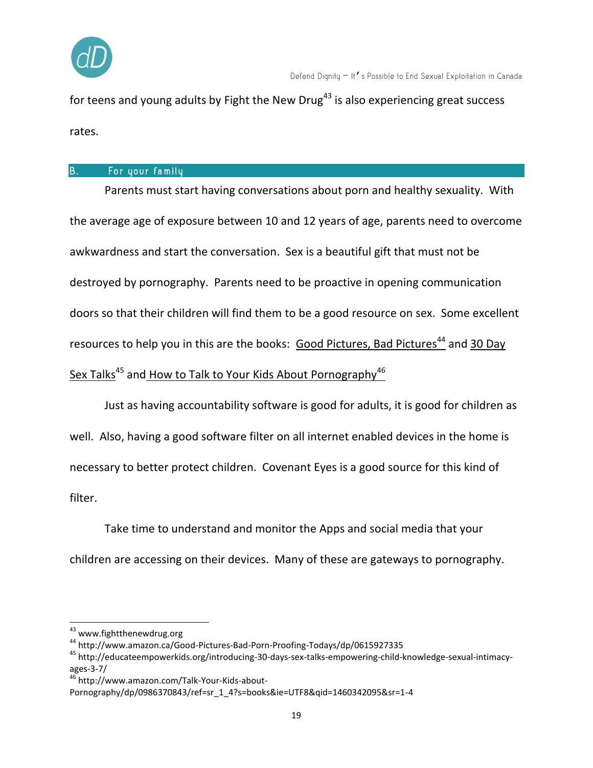for teens and young adults by Fight the New Drug[43] is also experiencing great success rates.

## B. For your family

Parents must start having conversations about porn and healthy sexuality. With the average age of exposure between 10 and 12 years of age, parents need to overcome awkwardness and start the conversation. Sex is a beautiful gift that must not be destroyed by pornography. Parents need to be proactive in opening communication doors so that their children will find them to be a good resource on sex. Some excellent resources to help you in this are the books: Good Pictures, Bad Pictures[44] and 30 Day Sex Talks[45] and How to Talk to Your Kids About Pornography[46]

Just as having accountability software is good for adults, it is good for children as well. Also, having a good software filter on all internet enabled devices in the home is necessary to better protect children. Covenant Eyes is a good source for this kind of filter.

Take time to understand and monitor the Apps and social media that your children are accessing on their devices. Many of these are gateways to pornography.

---

[43] www.fightthenewdrug.org

[44] http://www.amazon.ca/Good-Pictures-Bad-Porn-Proofing-Todays/dp/0615927335

[45] http://educateempowerkids.org/introducing-30-days-sex-talks-empowering-child-knowledge-sexual-intimacy-ages-3-7/

[46] http://www.amazon.com/Talk-Your-Kids-about-Pornography/dp/0986370843/ref=sr_1_4?s=books&ie=UTF8&qid=1460342095&sr=1-4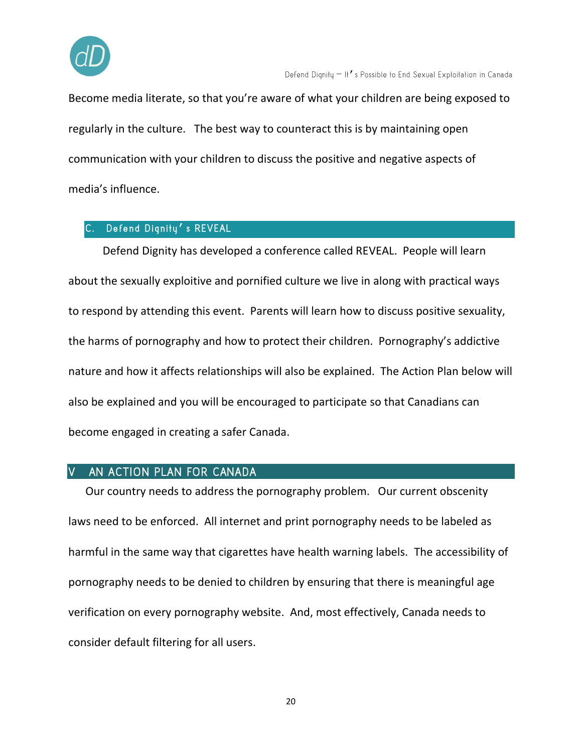Become media literate, so that you're aware of what your children are being exposed to regularly in the culture. The best way to counteract this is by maintaining open communication with your children to discuss the positive and negative aspects of media's influence.

### C. Defend Dignity's REVEAL

Defend Dignity has developed a conference called REVEAL. People will learn about the sexually exploitive and pornified culture we live in along with practical ways to respond by attending this event. Parents will learn how to discuss positive sexuality, the harms of pornography and how to protect their children. Pornography's addictive nature and how it affects relationships will also be explained. The Action Plan below will also be explained and you will be encouraged to participate so that Canadians can become engaged in creating a safer Canada.

## V AN ACTION PLAN FOR CANADA

Our country needs to address the pornography problem. Our current obscenity laws need to be enforced. All internet and print pornography needs to be labeled as harmful in the same way that cigarettes have health warning labels. The accessibility of pornography needs to be denied to children by ensuring that there is meaningful age verification on every pornography website. And, most effectively, Canada needs to consider default filtering for all users.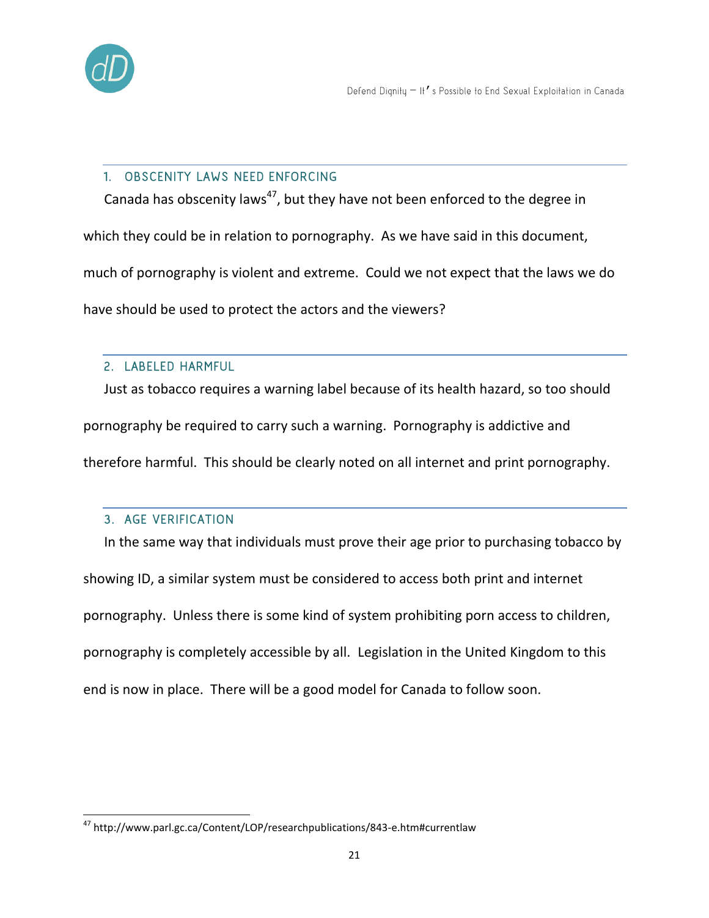## 1. OBSCENITY LAWS NEED ENFORCING

Canada has obscenity laws[47], but they have not been enforced to the degree in which they could be in relation to pornography. As we have said in this document, much of pornography is violent and extreme. Could we not expect that the laws we do have should be used to protect the actors and the viewers?

## 2. LABELED HARMFUL

Just as tobacco requires a warning label because of its health hazard, so too should pornography be required to carry such a warning. Pornography is addictive and therefore harmful. This should be clearly noted on all internet and print pornography.

## 3. AGE VERIFICATION

In the same way that individuals must prove their age prior to purchasing tobacco by showing ID, a similar system must be considered to access both print and internet pornography. Unless there is some kind of system prohibiting porn access to children, pornography is completely accessible by all. Legislation in the United Kingdom to this end is now in place. There will be a good model for Canada to follow soon.

---

[47] http://www.parl.gc.ca/Content/LOP/researchpublications/843-e.htm#currentlaw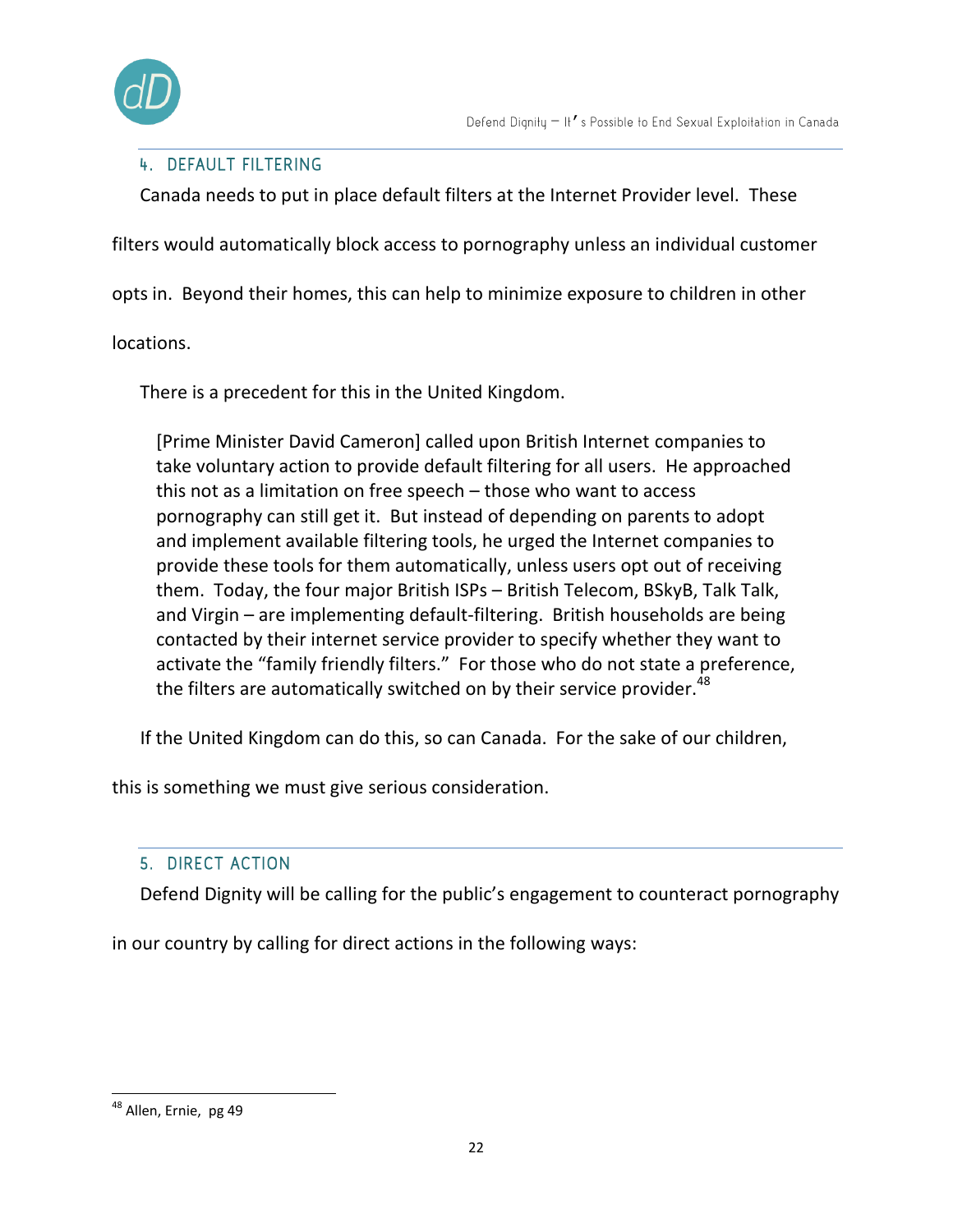## 4. DEFAULT FILTERING

Canada needs to put in place default filters at the Internet Provider level. These filters would automatically block access to pornography unless an individual customer opts in. Beyond their homes, this can help to minimize exposure to children in other locations.

There is a precedent for this in the United Kingdom.

> [Prime Minister David Cameron] called upon British Internet companies to take voluntary action to provide default filtering for all users. He approached this not as a limitation on free speech – those who want to access pornography can still get it. But instead of depending on parents to adopt and implement available filtering tools, he urged the Internet companies to provide these tools for them automatically, unless users opt out of receiving them. Today, the four major British ISPs – British Telecom, BSkyB, Talk Talk, and Virgin – are implementing default-filtering. British households are being contacted by their internet service provider to specify whether they want to activate the "family friendly filters." For those who do not state a preference, the filters are automatically switched on by their service provider.[48]

If the United Kingdom can do this, so can Canada. For the sake of our children, this is something we must give serious consideration.

## 5. DIRECT ACTION

Defend Dignity will be calling for the public's engagement to counteract pornography in our country by calling for direct actions in the following ways:

---

[48] Allen, Ernie, pg 49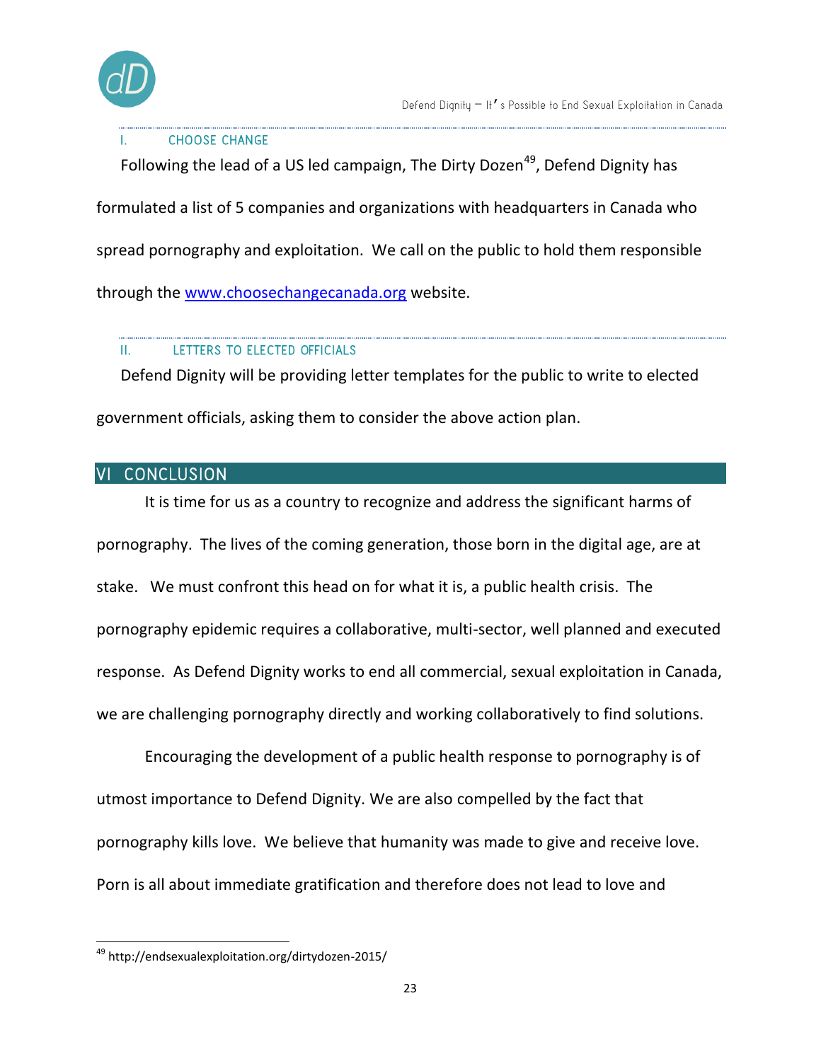### I. CHOOSE CHANGE

Following the lead of a US led campaign, The Dirty Dozen[49], Defend Dignity has formulated a list of 5 companies and organizations with headquarters in Canada who spread pornography and exploitation. We call on the public to hold them responsible through the [www.choosechangecanada.org](http://www.choosechangecanada.org) website.

### II. LETTERS TO ELECTED OFFICIALS

Defend Dignity will be providing letter templates for the public to write to elected government officials, asking them to consider the above action plan.

## VI CONCLUSION

It is time for us as a country to recognize and address the significant harms of pornography. The lives of the coming generation, those born in the digital age, are at stake. We must confront this head on for what it is, a public health crisis. The pornography epidemic requires a collaborative, multi-sector, well planned and executed response. As Defend Dignity works to end all commercial, sexual exploitation in Canada, we are challenging pornography directly and working collaboratively to find solutions.

Encouraging the development of a public health response to pornography is of utmost importance to Defend Dignity. We are also compelled by the fact that pornography kills love. We believe that humanity was made to give and receive love. Porn is all about immediate gratification and therefore does not lead to love and

---

[49] http://endsexualexploitation.org/dirtydozen-2015/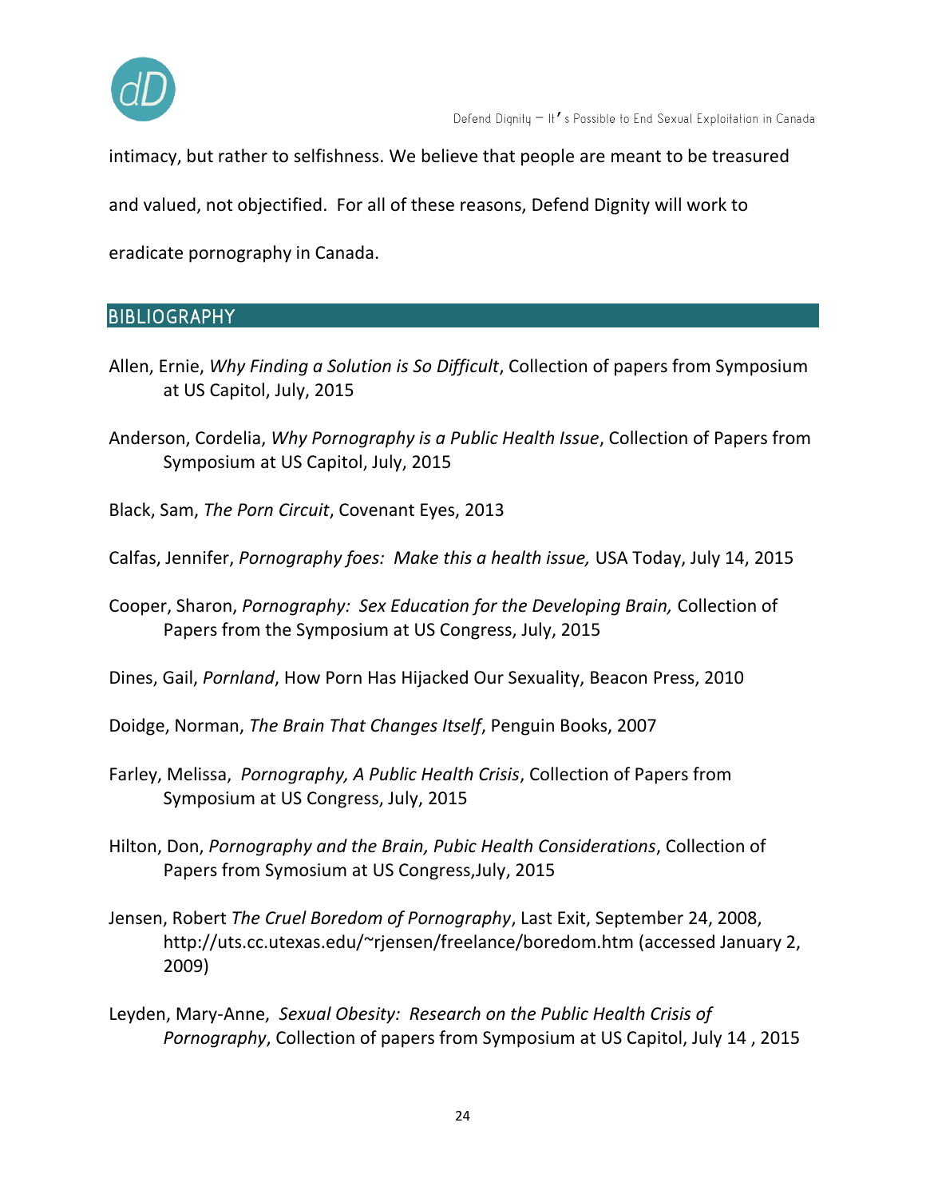intimacy, but rather to selfishness. We believe that people are meant to be treasured and valued, not objectified. For all of these reasons, Defend Dignity will work to eradicate pornography in Canada.

## BIBLIOGRAPHY

Allen, Ernie, *Why Finding a Solution is So Difficult*, Collection of papers from Symposium at US Capitol, July, 2015

Anderson, Cordelia, *Why Pornography is a Public Health Issue*, Collection of Papers from Symposium at US Capitol, July, 2015

Black, Sam, *The Porn Circuit*, Covenant Eyes, 2013

Calfas, Jennifer, *Pornography foes: Make this a health issue,* USA Today, July 14, 2015

Cooper, Sharon, *Pornography: Sex Education for the Developing Brain,* Collection of Papers from the Symposium at US Congress, July, 2015

Dines, Gail, *Pornland*, How Porn Has Hijacked Our Sexuality, Beacon Press, 2010

Doidge, Norman, *The Brain That Changes Itself*, Penguin Books, 2007

Farley, Melissa, *Pornography, A Public Health Crisis*, Collection of Papers from Symposium at US Congress, July, 2015

Hilton, Don, *Pornography and the Brain, Pubic Health Considerations*, Collection of Papers from Symosium at US Congress,July, 2015

Jensen, Robert *The Cruel Boredom of Pornography*, Last Exit, September 24, 2008, http://uts.cc.utexas.edu/~rjensen/freelance/boredom.htm (accessed January 2, 2009)

Leyden, Mary-Anne, *Sexual Obesity: Research on the Public Health Crisis of Pornography*, Collection of papers from Symposium at US Capitol, July 14 , 2015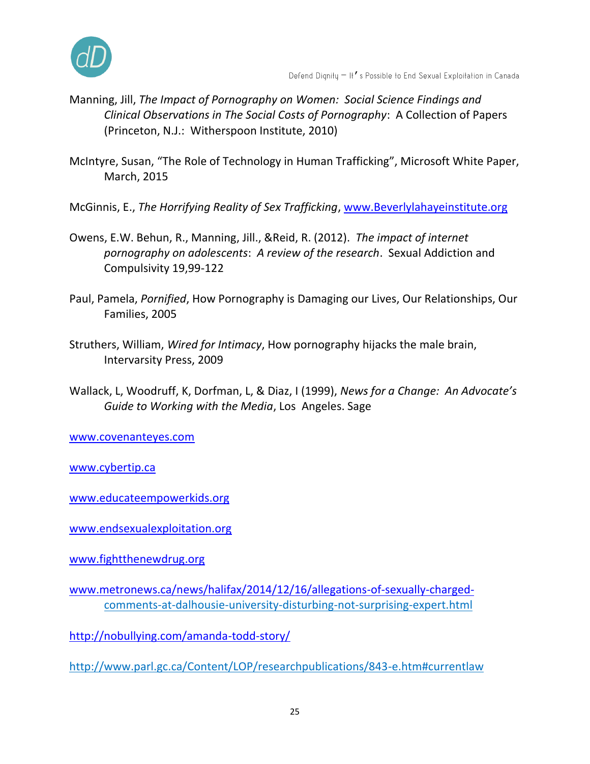Manning, Jill, *The Impact of Pornography on Women: Social Science Findings and Clinical Observations in The Social Costs of Pornography*: A Collection of Papers (Princeton, N.J.: Witherspoon Institute, 2010)

McIntyre, Susan, "The Role of Technology in Human Trafficking", Microsoft White Paper, March, 2015

McGinnis, E., *The Horrifying Reality of Sex Trafficking*, www.Beverlylahayeinstitute.org

Owens, E.W. Behun, R., Manning, Jill., &Reid, R. (2012). *The impact of internet pornography on adolescents*: *A review of the research*. Sexual Addiction and Compulsivity 19,99-122

Paul, Pamela, *Pornified*, How Pornography is Damaging our Lives, Our Relationships, Our Families, 2005

Struthers, William, *Wired for Intimacy*, How pornography hijacks the male brain, Intervarsity Press, 2009

Wallack, L, Woodruff, K, Dorfman, L, & Diaz, I (1999), *News for a Change: An Advocate's Guide to Working with the Media*, Los Angeles. Sage

www.covenanteyes.com

www.cybertip.ca

www.educateempowerkids.org

www.endsexualexploitation.org

www.fightthenewdrug.org

www.metronews.ca/news/halifax/2014/12/16/allegations-of-sexually-charged-comments-at-dalhousie-university-disturbing-not-surprising-expert.html

http://nobullying.com/amanda-todd-story/

http://www.parl.gc.ca/Content/LOP/researchpublications/843-e.htm#currentlaw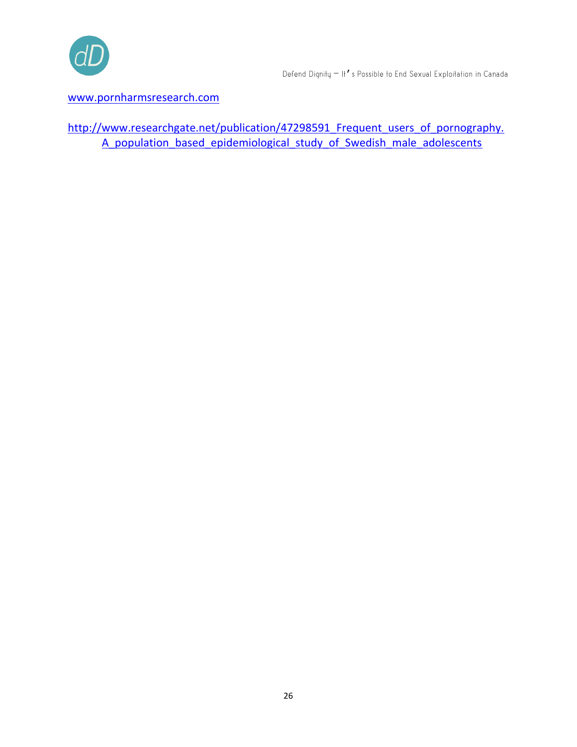www.pornharmsresearch.com

http://www.researchgate.net/publication/47298591_Frequent_users_of_pornography.A_population_based_epidemiological_study_of_Swedish_male_adolescents